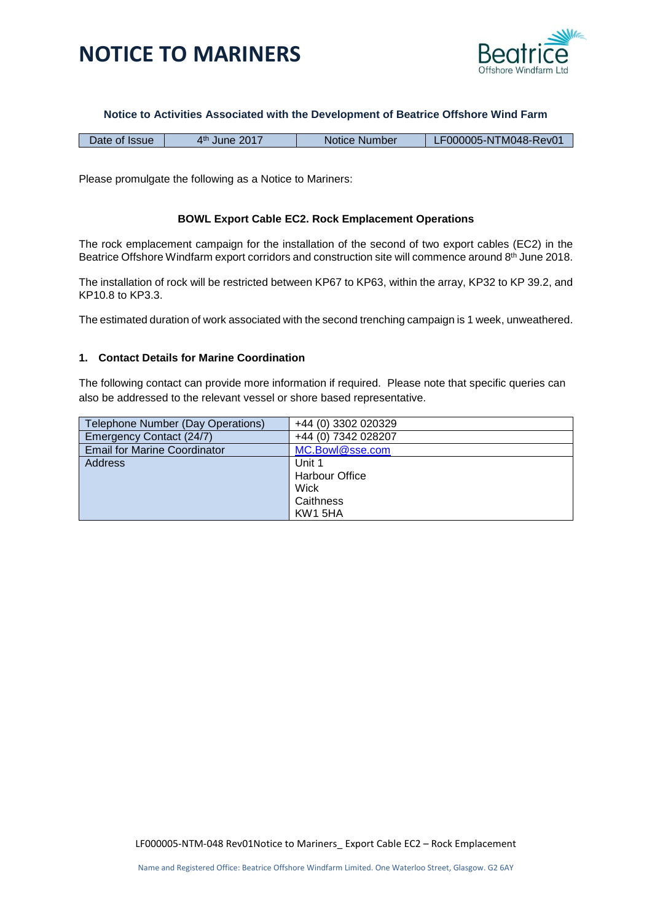# NOTICE TO MARINERS

Beatrice Offshore Windfarm Ltd

**Notice to Activities Associated with the Development of Beatrice Offshore Wind Farm**

| Date of Issue | 4th June 2017 | Notice Number | LF000005-NTM048-Rev01 |
|---|---|---|---|

Please promulgate the following as a Notice to Mariners:

**BOWL Export Cable EC2. Rock Emplacement Operations**

The rock emplacement campaign for the installation of the second of two export cables (EC2) in the Beatrice Offshore Windfarm export corridors and construction site will commence around 8th June 2018.

The installation of rock will be restricted between KP67 to KP63, within the array, KP32 to KP 39.2, and KP10.8 to KP3.3.

The estimated duration of work associated with the second trenching campaign is 1 week, unweathered.

## 1. Contact Details for Marine Coordination

The following contact can provide more information if required. Please note that specific queries can also be addressed to the relevant vessel or shore based representative.

| Telephone Number (Day Operations) | +44 (0) 3302 020329 |
|---|---|
| Emergency Contact (24/7) | +44 (0) 7342 028207 |
| Email for Marine Coordinator | MC.Bowl@sse.com |
| Address | Unit 1<br>Harbour Office<br>Wick<br>Caithness<br>KW1 5HA |

LF000005-NTM-048 Rev01Notice to Mariners_ Export Cable EC2 – Rock Emplacement

Name and Registered Office: Beatrice Offshore Windfarm Limited. One Waterloo Street, Glasgow. G2 6AY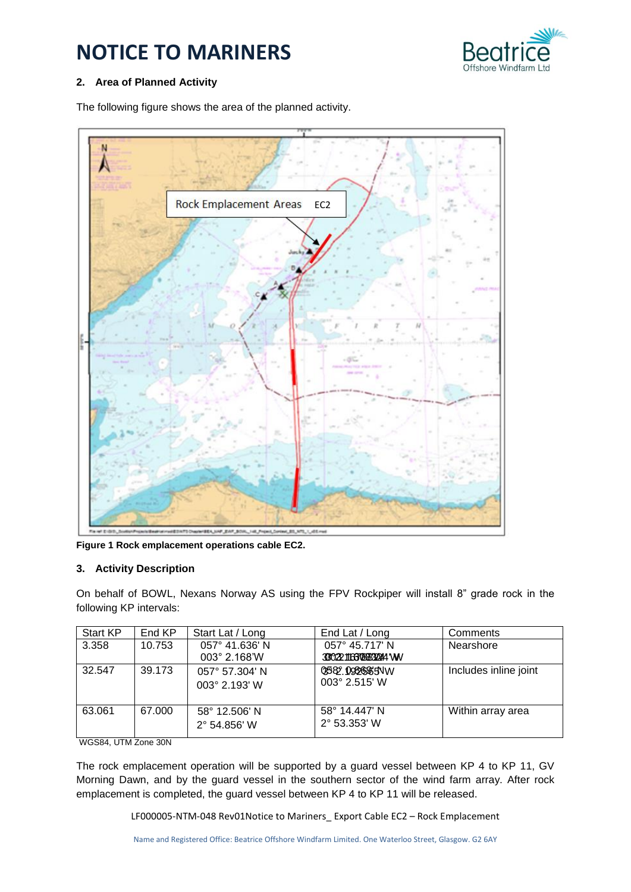# NOTICE TO MARINERS

## 2. Area of Planned Activity

The following figure shows the area of the planned activity.

Figure 1 Rock emplacement operations cable EC2.

## 3. Activity Description

On behalf of BOWL, Nexans Norway AS using the FPV Rockpiper will install 8" grade rock in the following KP intervals:

| Start KP | End KP | Start Lat / Long | End Lat / Long | Comments |
|---|---|---|---|---|
| 3.358 | 10.753 | 057° 41.636' N<br>003° 2.168'W | 057° 45.717' N<br>003° 1.678' W | Nearshore |
| 32.547 | 39.173 | 057° 57.304' N<br>003° 2.193' W | 058° 0.985' N<br>003° 2.515' W | Includes inline joint |
| 63.061 | 67.000 | 58° 12.506' N<br>2° 54.856' W | 58° 14.447' N<br>2° 53.353' W | Within array area |

WGS84, UTM Zone 30N

The rock emplacement operation will be supported by a guard vessel between KP 4 to KP 11, GV Morning Dawn, and by the guard vessel in the southern sector of the wind farm array. After rock emplacement is completed, the guard vessel between KP 4 to KP 11 will be released.

LF000005-NTM-048 Rev01Notice to Mariners_ Export Cable EC2 – Rock Emplacement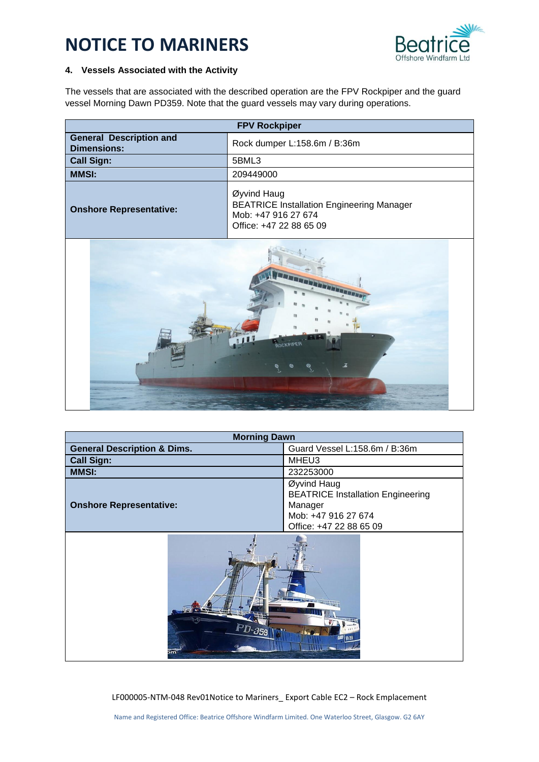# NOTICE TO MARINERS

### 4. Vessels Associated with the Activity

The vessels that are associated with the described operation are the FPV Rockpiper and the guard vessel Morning Dawn PD359. Note that the guard vessels may vary during operations.

| FPV Rockpiper | |
|---|---|
| **General Description and Dimensions:** | Rock dumper L:158.6m / B:36m |
| **Call Sign:** | 5BML3 |
| **MMSI:** | 209449000 |
| **Onshore Representative:** | Øyvind Haug<br>BEATRICE Installation Engineering Manager<br>Mob: +47 916 27 674<br>Office: +47 22 88 65 09 |

| Morning Dawn | |
|---|---|
| **General Description & Dims.** | Guard Vessel L:158.6m / B:36m |
| **Call Sign:** | MHEU3 |
| **MMSI:** | 232253000 |
| **Onshore Representative:** | Øyvind Haug<br>BEATRICE Installation Engineering Manager<br>Mob: +47 916 27 674<br>Office: +47 22 88 65 09 |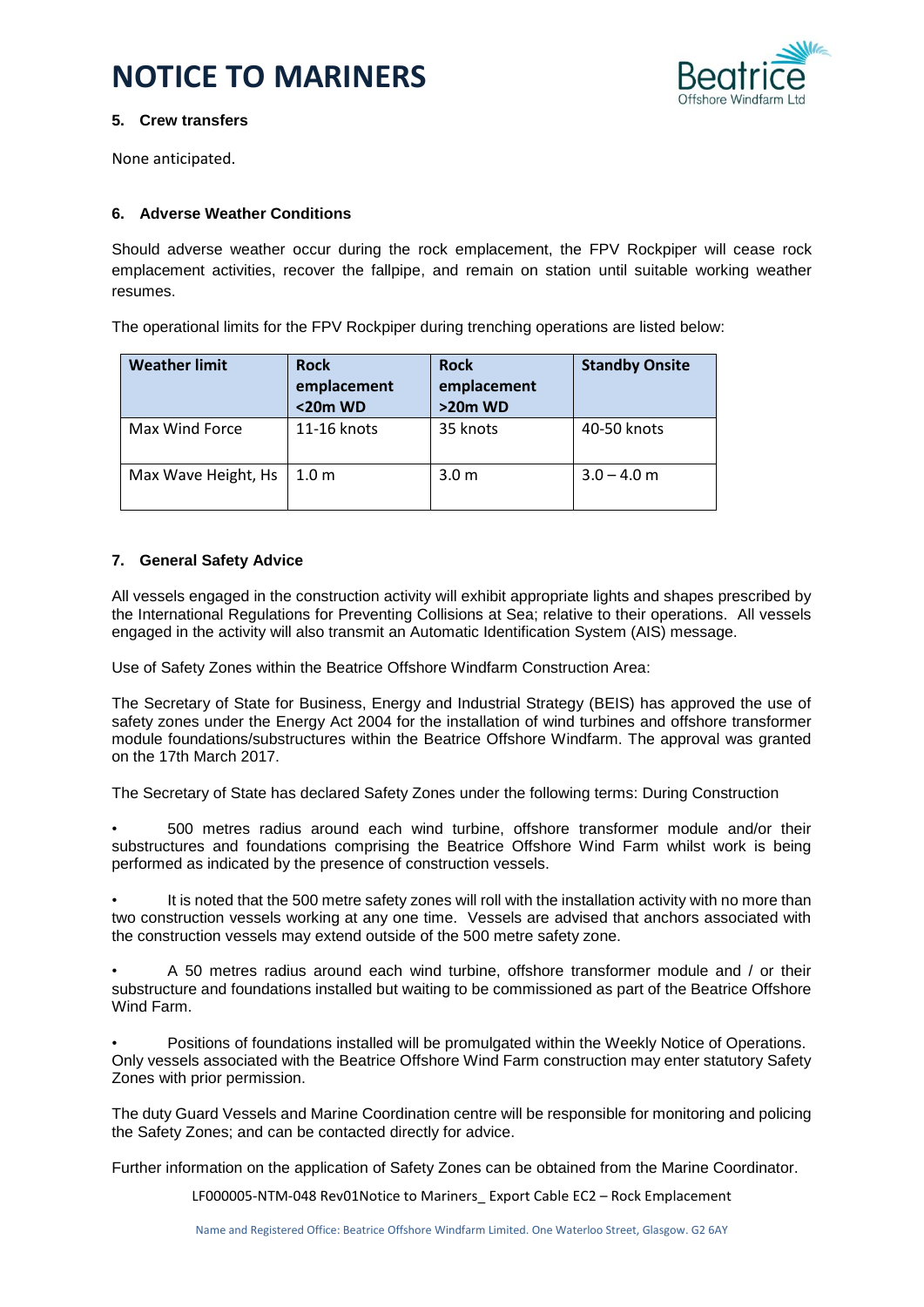### 5. Crew transfers

None anticipated.

### 6. Adverse Weather Conditions

Should adverse weather occur during the rock emplacement, the FPV Rockpiper will cease rock emplacement activities, recover the fallpipe, and remain on station until suitable working weather resumes.

The operational limits for the FPV Rockpiper during trenching operations are listed below:

| Weather limit | Rock emplacement <20m WD | Rock emplacement >20m WD | Standby Onsite |
|---|---|---|---|
| Max Wind Force | 11-16 knots | 35 knots | 40-50 knots |
| Max Wave Height, Hs | 1.0 m | 3.0 m | 3.0 – 4.0 m |

### 7. General Safety Advice

All vessels engaged in the construction activity will exhibit appropriate lights and shapes prescribed by the International Regulations for Preventing Collisions at Sea; relative to their operations. All vessels engaged in the activity will also transmit an Automatic Identification System (AIS) message.

Use of Safety Zones within the Beatrice Offshore Windfarm Construction Area:

The Secretary of State for Business, Energy and Industrial Strategy (BEIS) has approved the use of safety zones under the Energy Act 2004 for the installation of wind turbines and offshore transformer module foundations/substructures within the Beatrice Offshore Windfarm. The approval was granted on the 17th March 2017.

The Secretary of State has declared Safety Zones under the following terms: During Construction

- 500 metres radius around each wind turbine, offshore transformer module and/or their substructures and foundations comprising the Beatrice Offshore Wind Farm whilst work is being performed as indicated by the presence of construction vessels.
- It is noted that the 500 metre safety zones will roll with the installation activity with no more than two construction vessels working at any one time. Vessels are advised that anchors associated with the construction vessels may extend outside of the 500 metre safety zone.
- A 50 metres radius around each wind turbine, offshore transformer module and / or their substructure and foundations installed but waiting to be commissioned as part of the Beatrice Offshore Wind Farm.
- Positions of foundations installed will be promulgated within the Weekly Notice of Operations. Only vessels associated with the Beatrice Offshore Wind Farm construction may enter statutory Safety Zones with prior permission.

The duty Guard Vessels and Marine Coordination centre will be responsible for monitoring and policing the Safety Zones; and can be contacted directly for advice.

Further information on the application of Safety Zones can be obtained from the Marine Coordinator.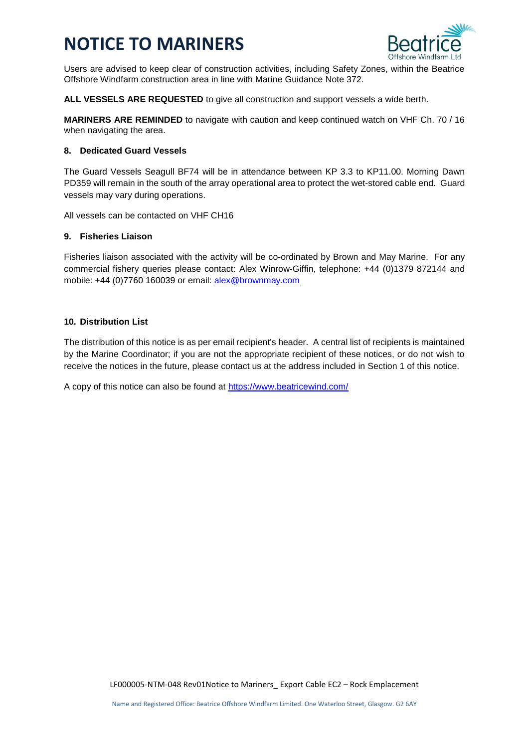Users are advised to keep clear of construction activities, including Safety Zones, within the Beatrice Offshore Windfarm construction area in line with Marine Guidance Note 372.

**ALL VESSELS ARE REQUESTED** to give all construction and support vessels a wide berth.

**MARINERS ARE REMINDED** to navigate with caution and keep continued watch on VHF Ch. 70 / 16 when navigating the area.

### 8. Dedicated Guard Vessels

The Guard Vessels Seagull BF74 will be in attendance between KP 3.3 to KP11.00. Morning Dawn PD359 will remain in the south of the array operational area to protect the wet-stored cable end. Guard vessels may vary during operations.

All vessels can be contacted on VHF CH16

### 9. Fisheries Liaison

Fisheries liaison associated with the activity will be co-ordinated by Brown and May Marine. For any commercial fishery queries please contact: Alex Winrow-Giffin, telephone: +44 (0)1379 872144 and mobile: +44 (0)7760 160039 or email: alex@brownmay.com

### 10. Distribution List

The distribution of this notice is as per email recipient's header. A central list of recipients is maintained by the Marine Coordinator; if you are not the appropriate recipient of these notices, or do not wish to receive the notices in the future, please contact us at the address included in Section 1 of this notice.

A copy of this notice can also be found at https://www.beatricewind.com/